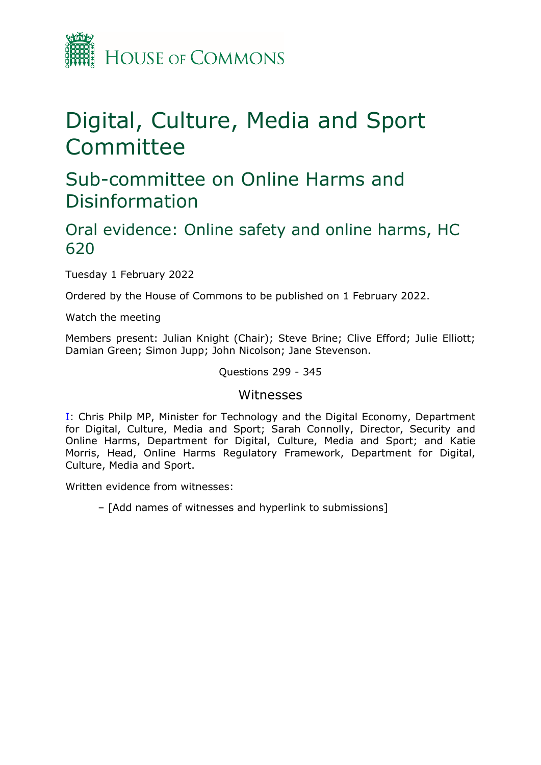# Digital, Culture, Media and Sport Committee

## Sub-committee on Online Harms and Disinformation

### Oral evidence: Online safety and online harms, HC 620

Tuesday 1 February 2022

Ordered by the House of Commons to be published on 1 February 2022.

Watch the meeting

Members present: Julian Knight (Chair); Steve Brine; Clive Efford; Julie Elliott; Damian Green; Simon Jupp; John Nicolson; Jane Stevenson.

Questions 299 - 345

#### Witnesses

I: Chris Philp MP, Minister for Technology and the Digital Economy, Department for Digital, Culture, Media and Sport; Sarah Connolly, Director, Security and Online Harms, Department for Digital, Culture, Media and Sport; and Katie Morris, Head, Online Harms Regulatory Framework, Department for Digital, Culture, Media and Sport.

Written evidence from witnesses:

– [Add names of witnesses and hyperlink to submissions]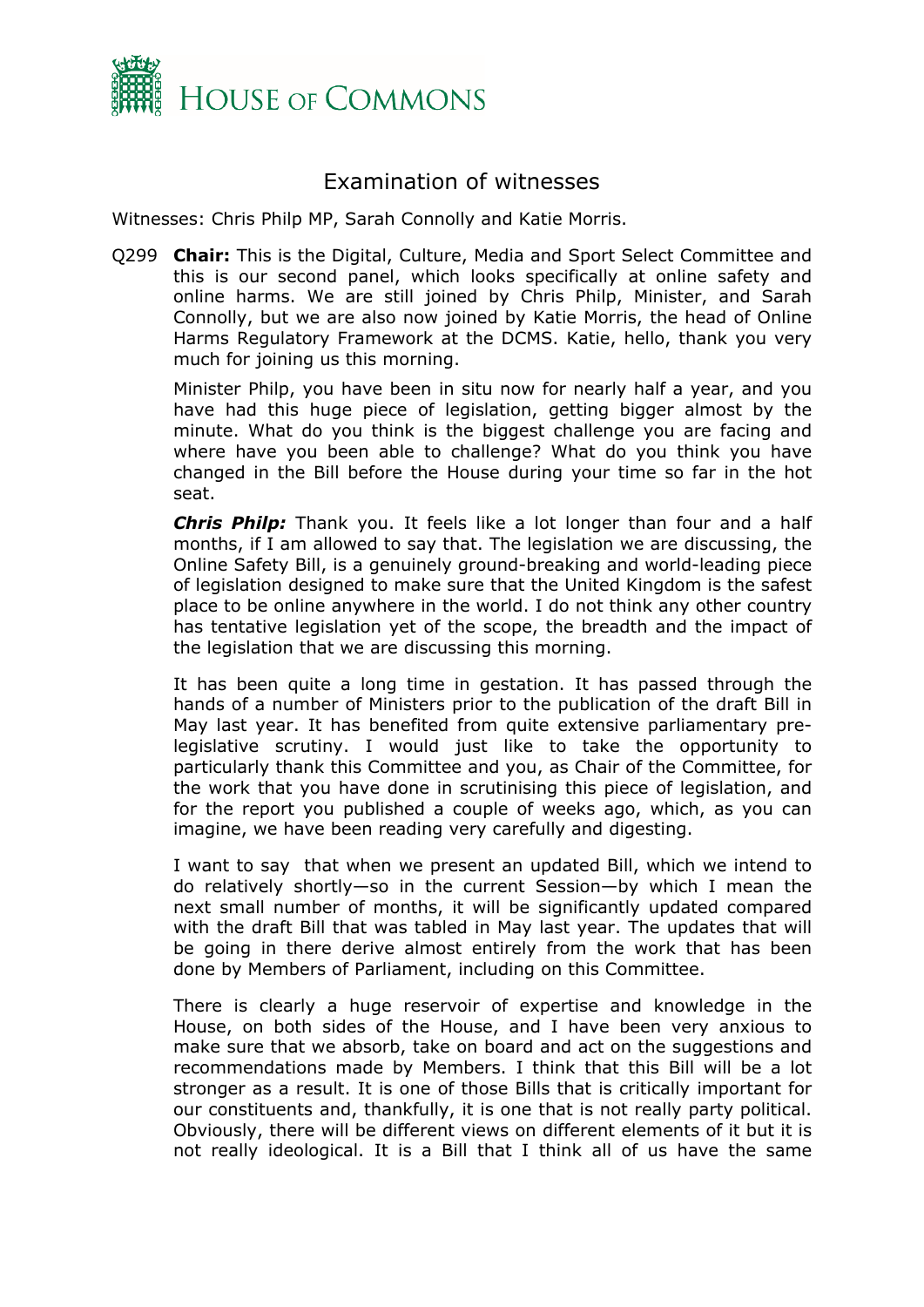# Examination of witnesses

Witnesses: Chris Philp MP, Sarah Connolly and Katie Morris.

Q299 **Chair:** This is the Digital, Culture, Media and Sport Select Committee and this is our second panel, which looks specifically at online safety and online harms. We are still joined by Chris Philp, Minister, and Sarah Connolly, but we are also now joined by Katie Morris, the head of Online Harms Regulatory Framework at the DCMS. Katie, hello, thank you very much for joining us this morning.

Minister Philp, you have been in situ now for nearly half a year, and you have had this huge piece of legislation, getting bigger almost by the minute. What do you think is the biggest challenge you are facing and where have you been able to challenge? What do you think you have changed in the Bill before the House during your time so far in the hot seat.

***Chris Philp:*** Thank you. It feels like a lot longer than four and a half months, if I am allowed to say that. The legislation we are discussing, the Online Safety Bill, is a genuinely ground-breaking and world-leading piece of legislation designed to make sure that the United Kingdom is the safest place to be online anywhere in the world. I do not think any other country has tentative legislation yet of the scope, the breadth and the impact of the legislation that we are discussing this morning.

It has been quite a long time in gestation. It has passed through the hands of a number of Ministers prior to the publication of the draft Bill in May last year. It has benefited from quite extensive parliamentary pre-legislative scrutiny. I would just like to take the opportunity to particularly thank this Committee and you, as Chair of the Committee, for the work that you have done in scrutinising this piece of legislation, and for the report you published a couple of weeks ago, which, as you can imagine, we have been reading very carefully and digesting.

I want to say that when we present an updated Bill, which we intend to do relatively shortly—so in the current Session—by which I mean the next small number of months, it will be significantly updated compared with the draft Bill that was tabled in May last year. The updates that will be going in there derive almost entirely from the work that has been done by Members of Parliament, including on this Committee.

There is clearly a huge reservoir of expertise and knowledge in the House, on both sides of the House, and I have been very anxious to make sure that we absorb, take on board and act on the suggestions and recommendations made by Members. I think that this Bill will be a lot stronger as a result. It is one of those Bills that is critically important for our constituents and, thankfully, it is one that is not really party political. Obviously, there will be different views on different elements of it but it is not really ideological. It is a Bill that I think all of us have the same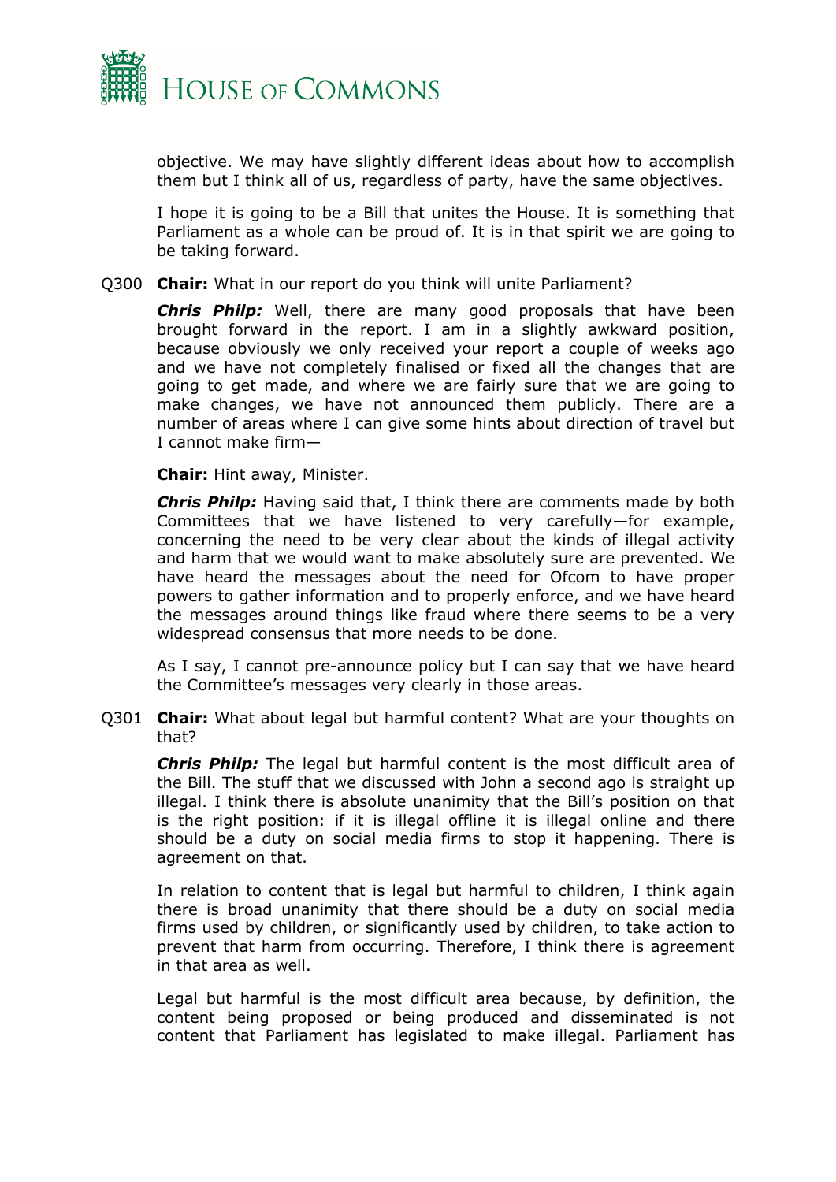objective. We may have slightly different ideas about how to accomplish them but I think all of us, regardless of party, have the same objectives.

I hope it is going to be a Bill that unites the House. It is something that Parliament as a whole can be proud of. It is in that spirit we are going to be taking forward.

Q300 **Chair:** What in our report do you think will unite Parliament?

***Chris Philp:*** Well, there are many good proposals that have been brought forward in the report. I am in a slightly awkward position, because obviously we only received your report a couple of weeks ago and we have not completely finalised or fixed all the changes that are going to get made, and where we are fairly sure that we are going to make changes, we have not announced them publicly. There are a number of areas where I can give some hints about direction of travel but I cannot make firm—

**Chair:** Hint away, Minister.

***Chris Philp:*** Having said that, I think there are comments made by both Committees that we have listened to very carefully—for example, concerning the need to be very clear about the kinds of illegal activity and harm that we would want to make absolutely sure are prevented. We have heard the messages about the need for Ofcom to have proper powers to gather information and to properly enforce, and we have heard the messages around things like fraud where there seems to be a very widespread consensus that more needs to be done.

As I say, I cannot pre-announce policy but I can say that we have heard the Committee's messages very clearly in those areas.

Q301 **Chair:** What about legal but harmful content? What are your thoughts on that?

***Chris Philp:*** The legal but harmful content is the most difficult area of the Bill. The stuff that we discussed with John a second ago is straight up illegal. I think there is absolute unanimity that the Bill's position on that is the right position: if it is illegal offline it is illegal online and there should be a duty on social media firms to stop it happening. There is agreement on that.

In relation to content that is legal but harmful to children, I think again there is broad unanimity that there should be a duty on social media firms used by children, or significantly used by children, to take action to prevent that harm from occurring. Therefore, I think there is agreement in that area as well.

Legal but harmful is the most difficult area because, by definition, the content being proposed or being produced and disseminated is not content that Parliament has legislated to make illegal. Parliament has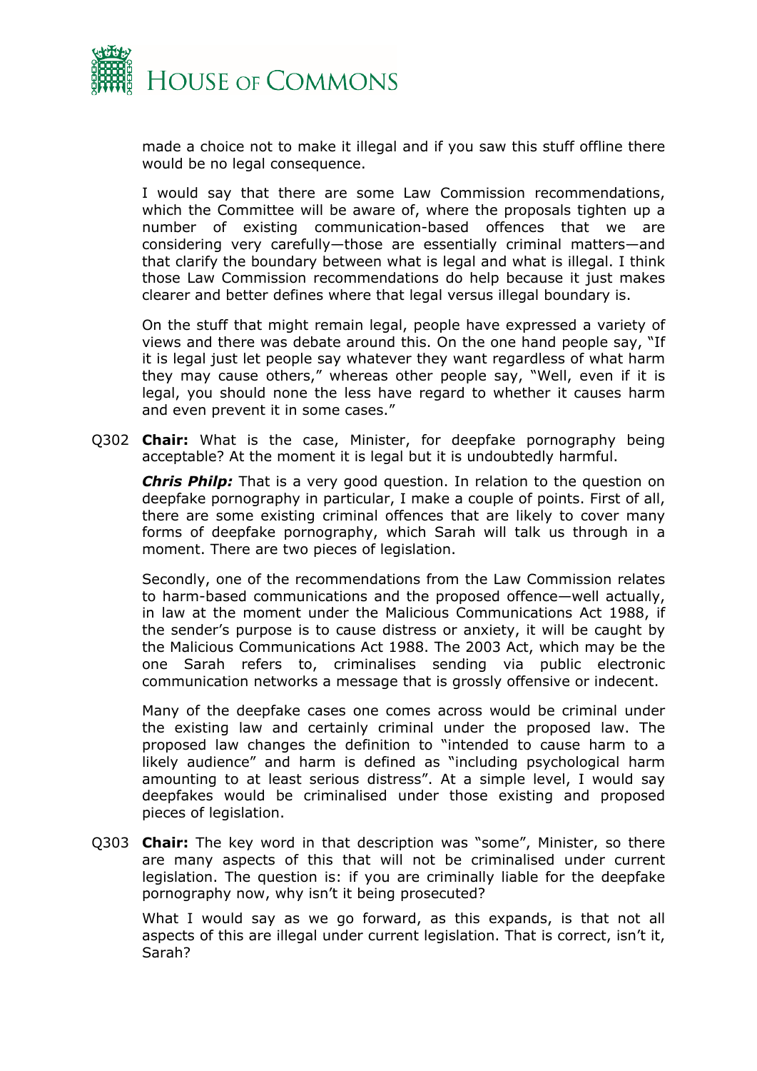made a choice not to make it illegal and if you saw this stuff offline there would be no legal consequence.

I would say that there are some Law Commission recommendations, which the Committee will be aware of, where the proposals tighten up a number of existing communication-based offences that we are considering very carefully—those are essentially criminal matters—and that clarify the boundary between what is legal and what is illegal. I think those Law Commission recommendations do help because it just makes clearer and better defines where that legal versus illegal boundary is.

On the stuff that might remain legal, people have expressed a variety of views and there was debate around this. On the one hand people say, "If it is legal just let people say whatever they want regardless of what harm they may cause others," whereas other people say, "Well, even if it is legal, you should none the less have regard to whether it causes harm and even prevent it in some cases."

Q302 **Chair:** What is the case, Minister, for deepfake pornography being acceptable? At the moment it is legal but it is undoubtedly harmful.

***Chris Philp:*** That is a very good question. In relation to the question on deepfake pornography in particular, I make a couple of points. First of all, there are some existing criminal offences that are likely to cover many forms of deepfake pornography, which Sarah will talk us through in a moment. There are two pieces of legislation.

Secondly, one of the recommendations from the Law Commission relates to harm-based communications and the proposed offence—well actually, in law at the moment under the Malicious Communications Act 1988, if the sender's purpose is to cause distress or anxiety, it will be caught by the Malicious Communications Act 1988. The 2003 Act, which may be the one Sarah refers to, criminalises sending via public electronic communication networks a message that is grossly offensive or indecent.

Many of the deepfake cases one comes across would be criminal under the existing law and certainly criminal under the proposed law. The proposed law changes the definition to "intended to cause harm to a likely audience" and harm is defined as "including psychological harm amounting to at least serious distress". At a simple level, I would say deepfakes would be criminalised under those existing and proposed pieces of legislation.

Q303 **Chair:** The key word in that description was "some", Minister, so there are many aspects of this that will not be criminalised under current legislation. The question is: if you are criminally liable for the deepfake pornography now, why isn't it being prosecuted?

What I would say as we go forward, as this expands, is that not all aspects of this are illegal under current legislation. That is correct, isn't it, Sarah?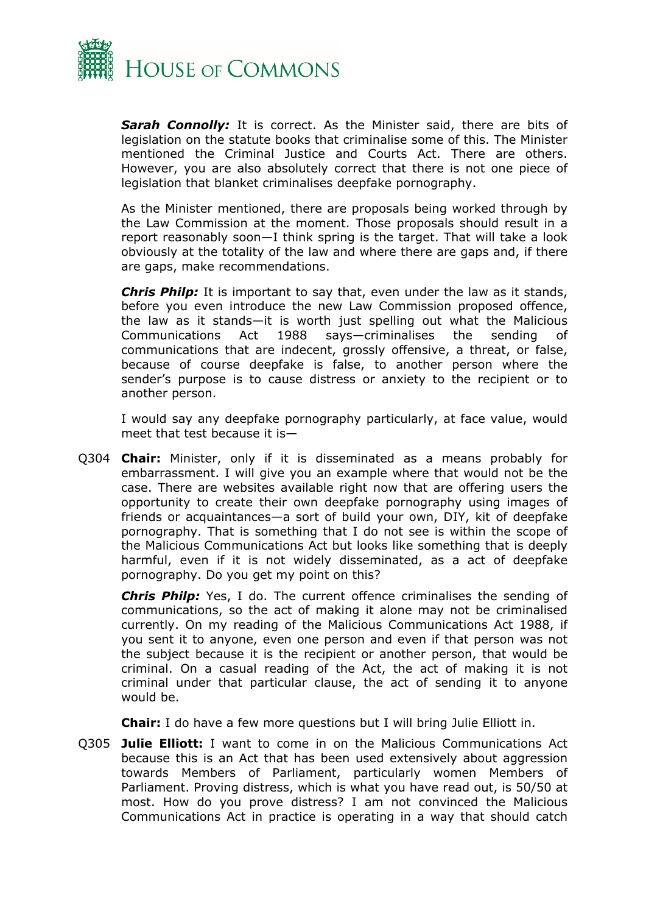***Sarah Connolly:*** It is correct. As the Minister said, there are bits of legislation on the statute books that criminalise some of this. The Minister mentioned the Criminal Justice and Courts Act. There are others. However, you are also absolutely correct that there is not one piece of legislation that blanket criminalises deepfake pornography.

As the Minister mentioned, there are proposals being worked through by the Law Commission at the moment. Those proposals should result in a report reasonably soon—I think spring is the target. That will take a look obviously at the totality of the law and where there are gaps and, if there are gaps, make recommendations.

***Chris Philp:*** It is important to say that, even under the law as it stands, before you even introduce the new Law Commission proposed offence, the law as it stands—it is worth just spelling out what the Malicious Communications Act 1988 says—criminalises the sending of communications that are indecent, grossly offensive, a threat, or false, because of course deepfake is false, to another person where the sender's purpose is to cause distress or anxiety to the recipient or to another person.

I would say any deepfake pornography particularly, at face value, would meet that test because it is—

Q304 **Chair:** Minister, only if it is disseminated as a means probably for embarrassment. I will give you an example where that would not be the case. There are websites available right now that are offering users the opportunity to create their own deepfake pornography using images of friends or acquaintances—a sort of build your own, DIY, kit of deepfake pornography. That is something that I do not see is within the scope of the Malicious Communications Act but looks like something that is deeply harmful, even if it is not widely disseminated, as a act of deepfake pornography. Do you get my point on this?

***Chris Philp:*** Yes, I do. The current offence criminalises the sending of communications, so the act of making it alone may not be criminalised currently. On my reading of the Malicious Communications Act 1988, if you sent it to anyone, even one person and even if that person was not the subject because it is the recipient or another person, that would be criminal. On a casual reading of the Act, the act of making it is not criminal under that particular clause, the act of sending it to anyone would be.

**Chair:** I do have a few more questions but I will bring Julie Elliott in.

Q305 **Julie Elliott:** I want to come in on the Malicious Communications Act because this is an Act that has been used extensively about aggression towards Members of Parliament, particularly women Members of Parliament. Proving distress, which is what you have read out, is 50/50 at most. How do you prove distress? I am not convinced the Malicious Communications Act in practice is operating in a way that should catch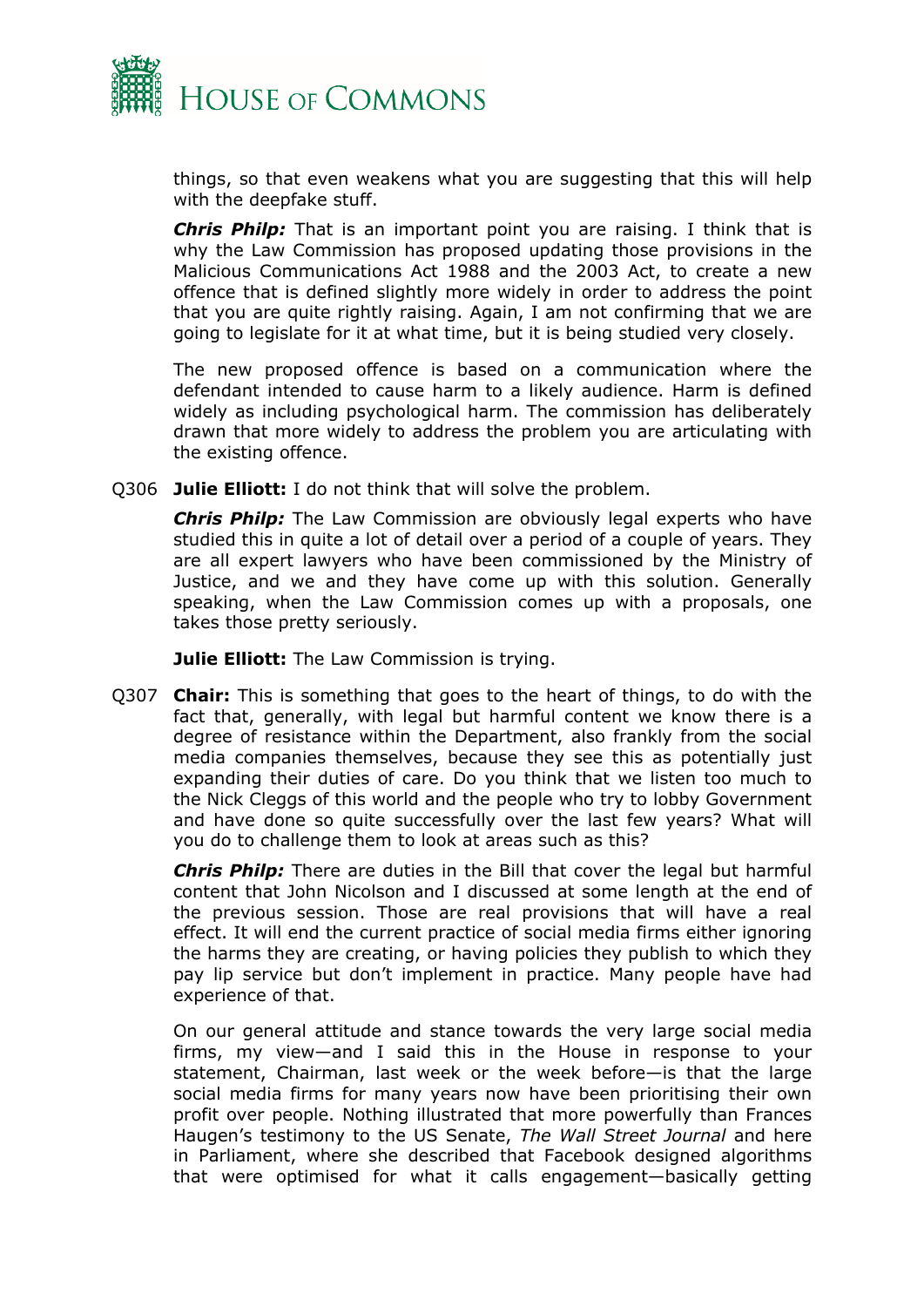things, so that even weakens what you are suggesting that this will help with the deepfake stuff.

***Chris Philp:*** That is an important point you are raising. I think that is why the Law Commission has proposed updating those provisions in the Malicious Communications Act 1988 and the 2003 Act, to create a new offence that is defined slightly more widely in order to address the point that you are quite rightly raising. Again, I am not confirming that we are going to legislate for it at what time, but it is being studied very closely.

The new proposed offence is based on a communication where the defendant intended to cause harm to a likely audience. Harm is defined widely as including psychological harm. The commission has deliberately drawn that more widely to address the problem you are articulating with the existing offence.

Q306 **Julie Elliott:** I do not think that will solve the problem.

***Chris Philp:*** The Law Commission are obviously legal experts who have studied this in quite a lot of detail over a period of a couple of years. They are all expert lawyers who have been commissioned by the Ministry of Justice, and we and they have come up with this solution. Generally speaking, when the Law Commission comes up with a proposals, one takes those pretty seriously.

**Julie Elliott:** The Law Commission is trying.

Q307 **Chair:** This is something that goes to the heart of things, to do with the fact that, generally, with legal but harmful content we know there is a degree of resistance within the Department, also frankly from the social media companies themselves, because they see this as potentially just expanding their duties of care. Do you think that we listen too much to the Nick Cleggs of this world and the people who try to lobby Government and have done so quite successfully over the last few years? What will you do to challenge them to look at areas such as this?

***Chris Philp:*** There are duties in the Bill that cover the legal but harmful content that John Nicolson and I discussed at some length at the end of the previous session. Those are real provisions that will have a real effect. It will end the current practice of social media firms either ignoring the harms they are creating, or having policies they publish to which they pay lip service but don't implement in practice. Many people have had experience of that.

On our general attitude and stance towards the very large social media firms, my view—and I said this in the House in response to your statement, Chairman, last week or the week before—is that the large social media firms for many years now have been prioritising their own profit over people. Nothing illustrated that more powerfully than Frances Haugen's testimony to the US Senate, *The Wall Street Journal* and here in Parliament, where she described that Facebook designed algorithms that were optimised for what it calls engagement—basically getting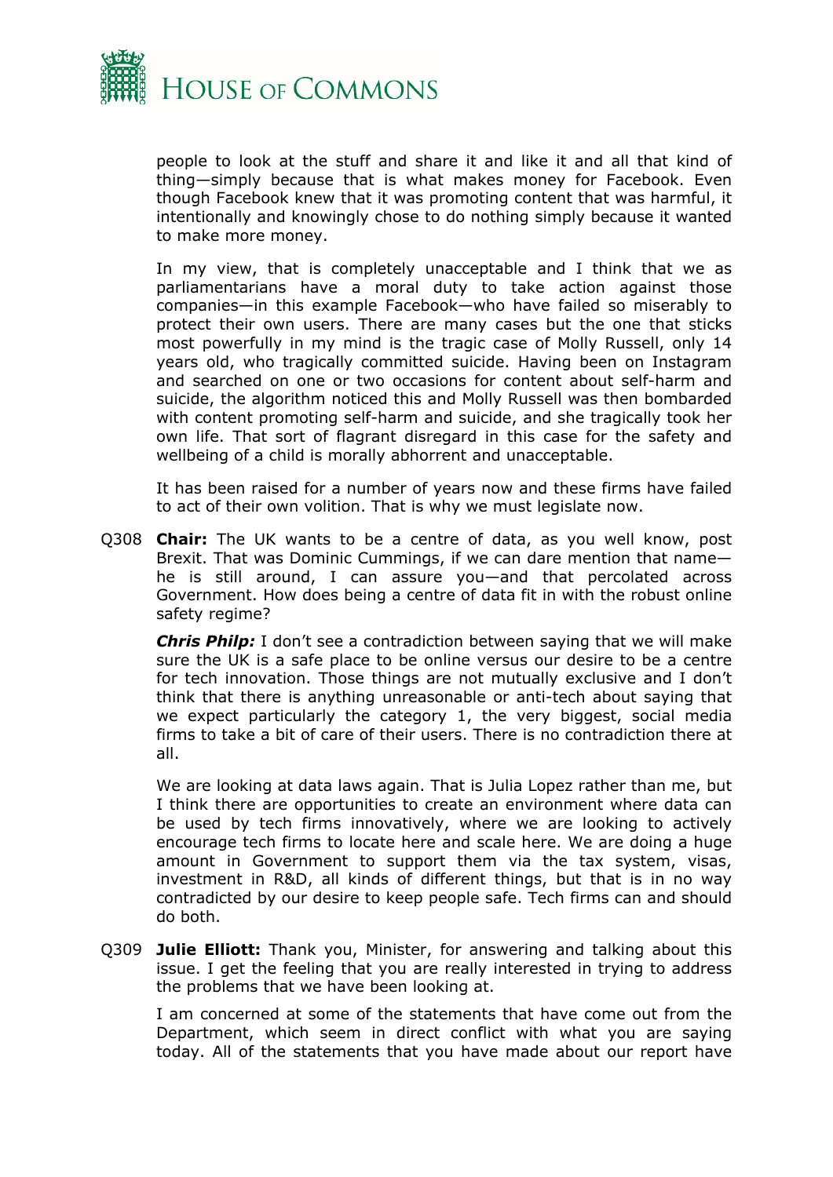people to look at the stuff and share it and like it and all that kind of thing—simply because that is what makes money for Facebook. Even though Facebook knew that it was promoting content that was harmful, it intentionally and knowingly chose to do nothing simply because it wanted to make more money.

In my view, that is completely unacceptable and I think that we as parliamentarians have a moral duty to take action against those companies—in this example Facebook—who have failed so miserably to protect their own users. There are many cases but the one that sticks most powerfully in my mind is the tragic case of Molly Russell, only 14 years old, who tragically committed suicide. Having been on Instagram and searched on one or two occasions for content about self-harm and suicide, the algorithm noticed this and Molly Russell was then bombarded with content promoting self-harm and suicide, and she tragically took her own life. That sort of flagrant disregard in this case for the safety and wellbeing of a child is morally abhorrent and unacceptable.

It has been raised for a number of years now and these firms have failed to act of their own volition. That is why we must legislate now.

Q308 **Chair:** The UK wants to be a centre of data, as you well know, post Brexit. That was Dominic Cummings, if we can dare mention that name—he is still around, I can assure you—and that percolated across Government. How does being a centre of data fit in with the robust online safety regime?

***Chris Philp:*** I don't see a contradiction between saying that we will make sure the UK is a safe place to be online versus our desire to be a centre for tech innovation. Those things are not mutually exclusive and I don't think that there is anything unreasonable or anti-tech about saying that we expect particularly the category 1, the very biggest, social media firms to take a bit of care of their users. There is no contradiction there at all.

We are looking at data laws again. That is Julia Lopez rather than me, but I think there are opportunities to create an environment where data can be used by tech firms innovatively, where we are looking to actively encourage tech firms to locate here and scale here. We are doing a huge amount in Government to support them via the tax system, visas, investment in R&D, all kinds of different things, but that is in no way contradicted by our desire to keep people safe. Tech firms can and should do both.

Q309 **Julie Elliott:** Thank you, Minister, for answering and talking about this issue. I get the feeling that you are really interested in trying to address the problems that we have been looking at.

I am concerned at some of the statements that have come out from the Department, which seem in direct conflict with what you are saying today. All of the statements that you have made about our report have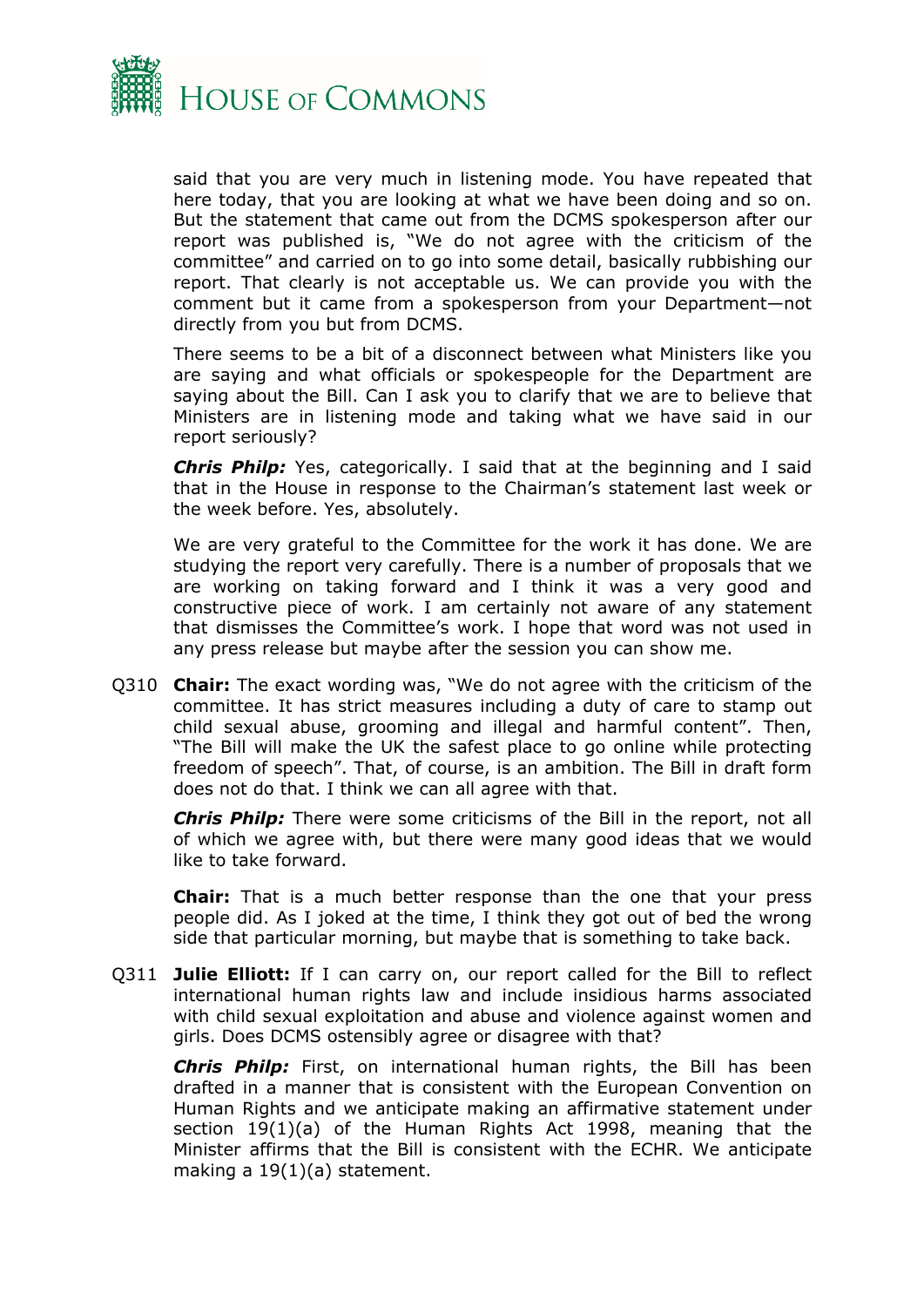said that you are very much in listening mode. You have repeated that here today, that you are looking at what we have been doing and so on. But the statement that came out from the DCMS spokesperson after our report was published is, "We do not agree with the criticism of the committee" and carried on to go into some detail, basically rubbishing our report. That clearly is not acceptable us. We can provide you with the comment but it came from a spokesperson from your Department—not directly from you but from DCMS.

There seems to be a bit of a disconnect between what Ministers like you are saying and what officials or spokespeople for the Department are saying about the Bill. Can I ask you to clarify that we are to believe that Ministers are in listening mode and taking what we have said in our report seriously?

***Chris Philp:*** Yes, categorically. I said that at the beginning and I said that in the House in response to the Chairman's statement last week or the week before. Yes, absolutely.

We are very grateful to the Committee for the work it has done. We are studying the report very carefully. There is a number of proposals that we are working on taking forward and I think it was a very good and constructive piece of work. I am certainly not aware of any statement that dismisses the Committee's work. I hope that word was not used in any press release but maybe after the session you can show me.

Q310 **Chair:** The exact wording was, "We do not agree with the criticism of the committee. It has strict measures including a duty of care to stamp out child sexual abuse, grooming and illegal and harmful content". Then, "The Bill will make the UK the safest place to go online while protecting freedom of speech". That, of course, is an ambition. The Bill in draft form does not do that. I think we can all agree with that.

***Chris Philp:*** There were some criticisms of the Bill in the report, not all of which we agree with, but there were many good ideas that we would like to take forward.

**Chair:** That is a much better response than the one that your press people did. As I joked at the time, I think they got out of bed the wrong side that particular morning, but maybe that is something to take back.

Q311 **Julie Elliott:** If I can carry on, our report called for the Bill to reflect international human rights law and include insidious harms associated with child sexual exploitation and abuse and violence against women and girls. Does DCMS ostensibly agree or disagree with that?

***Chris Philp:*** First, on international human rights, the Bill has been drafted in a manner that is consistent with the European Convention on Human Rights and we anticipate making an affirmative statement under section 19(1)(a) of the Human Rights Act 1998, meaning that the Minister affirms that the Bill is consistent with the ECHR. We anticipate making a 19(1)(a) statement.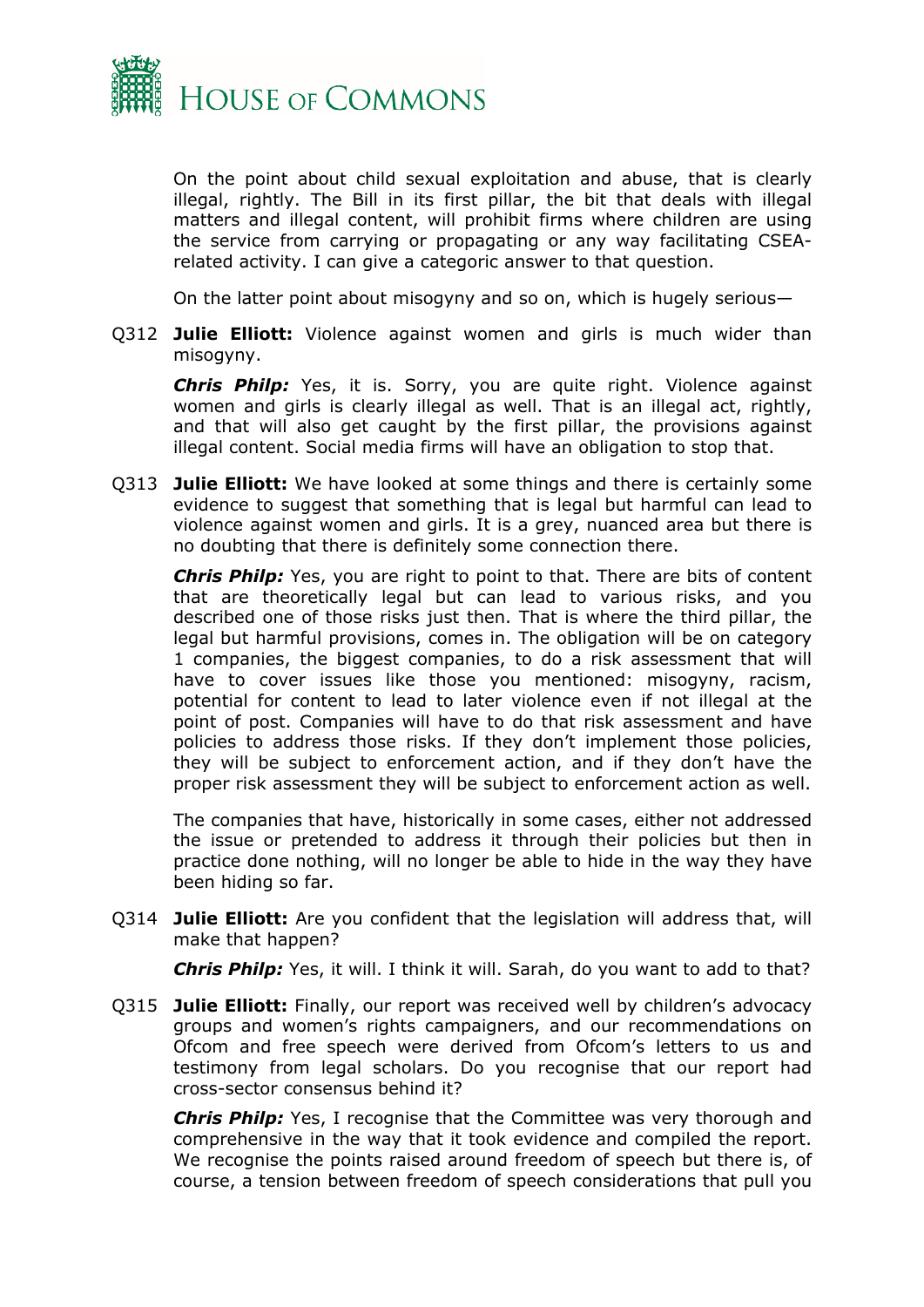On the point about child sexual exploitation and abuse, that is clearly illegal, rightly. The Bill in its first pillar, the bit that deals with illegal matters and illegal content, will prohibit firms where children are using the service from carrying or propagating or any way facilitating CSEA-related activity. I can give a categoric answer to that question.

On the latter point about misogyny and so on, which is hugely serious—

Q312 **Julie Elliott:** Violence against women and girls is much wider than misogyny.

***Chris Philp:*** Yes, it is. Sorry, you are quite right. Violence against women and girls is clearly illegal as well. That is an illegal act, rightly, and that will also get caught by the first pillar, the provisions against illegal content. Social media firms will have an obligation to stop that.

Q313 **Julie Elliott:** We have looked at some things and there is certainly some evidence to suggest that something that is legal but harmful can lead to violence against women and girls. It is a grey, nuanced area but there is no doubting that there is definitely some connection there.

***Chris Philp:*** Yes, you are right to point to that. There are bits of content that are theoretically legal but can lead to various risks, and you described one of those risks just then. That is where the third pillar, the legal but harmful provisions, comes in. The obligation will be on category 1 companies, the biggest companies, to do a risk assessment that will have to cover issues like those you mentioned: misogyny, racism, potential for content to lead to later violence even if not illegal at the point of post. Companies will have to do that risk assessment and have policies to address those risks. If they don't implement those policies, they will be subject to enforcement action, and if they don't have the proper risk assessment they will be subject to enforcement action as well.

The companies that have, historically in some cases, either not addressed the issue or pretended to address it through their policies but then in practice done nothing, will no longer be able to hide in the way they have been hiding so far.

Q314 **Julie Elliott:** Are you confident that the legislation will address that, will make that happen?

***Chris Philp:*** Yes, it will. I think it will. Sarah, do you want to add to that?

Q315 **Julie Elliott:** Finally, our report was received well by children's advocacy groups and women's rights campaigners, and our recommendations on Ofcom and free speech were derived from Ofcom's letters to us and testimony from legal scholars. Do you recognise that our report had cross-sector consensus behind it?

***Chris Philp:*** Yes, I recognise that the Committee was very thorough and comprehensive in the way that it took evidence and compiled the report. We recognise the points raised around freedom of speech but there is, of course, a tension between freedom of speech considerations that pull you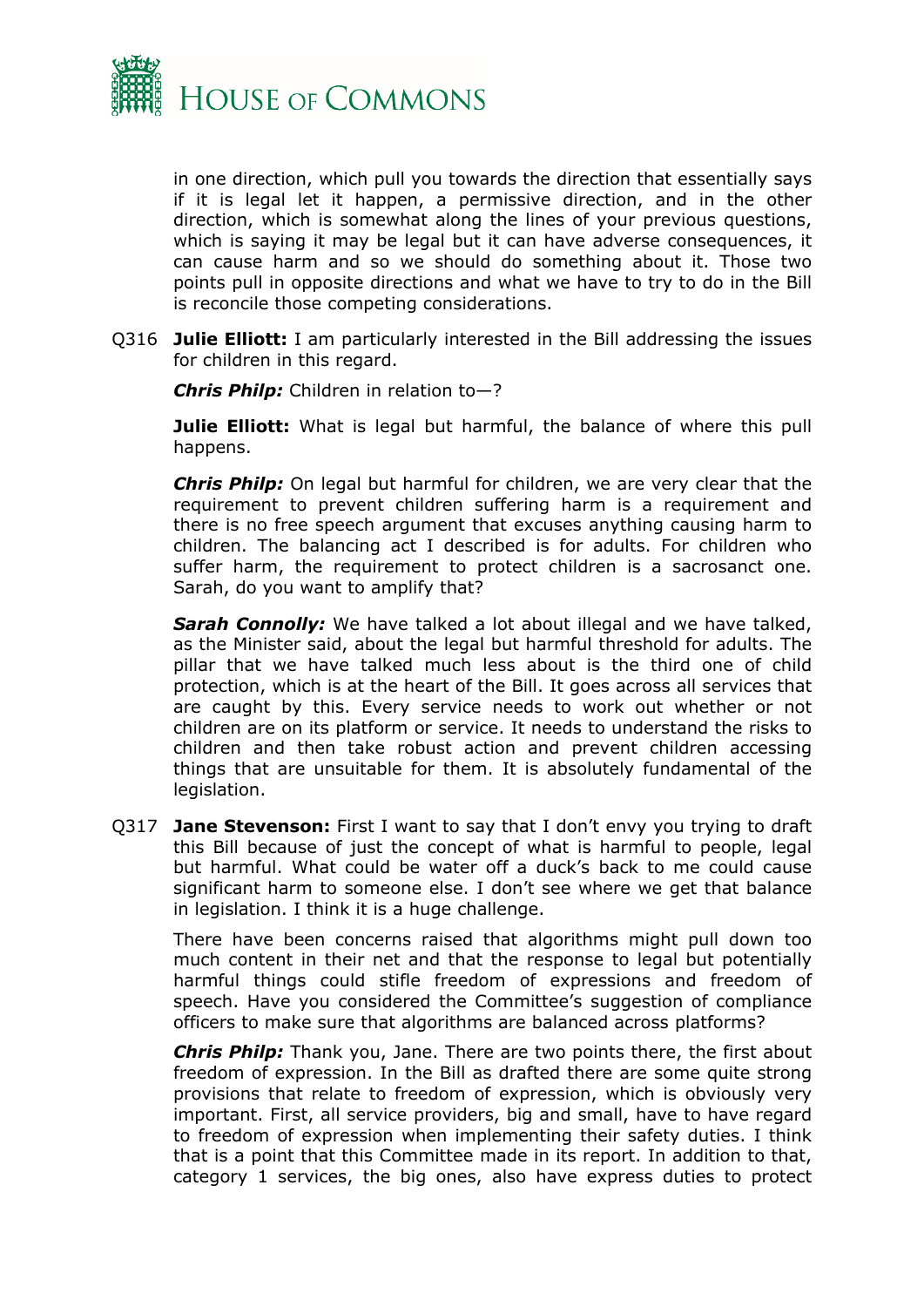in one direction, which pull you towards the direction that essentially says if it is legal let it happen, a permissive direction, and in the other direction, which is somewhat along the lines of your previous questions, which is saying it may be legal but it can have adverse consequences, it can cause harm and so we should do something about it. Those two points pull in opposite directions and what we have to try to do in the Bill is reconcile those competing considerations.

Q316 **Julie Elliott:** I am particularly interested in the Bill addressing the issues for children in this regard.

***Chris Philp:*** Children in relation to—?

**Julie Elliott:** What is legal but harmful, the balance of where this pull happens.

***Chris Philp:*** On legal but harmful for children, we are very clear that the requirement to prevent children suffering harm is a requirement and there is no free speech argument that excuses anything causing harm to children. The balancing act I described is for adults. For children who suffer harm, the requirement to protect children is a sacrosanct one. Sarah, do you want to amplify that?

***Sarah Connolly:*** We have talked a lot about illegal and we have talked, as the Minister said, about the legal but harmful threshold for adults. The pillar that we have talked much less about is the third one of child protection, which is at the heart of the Bill. It goes across all services that are caught by this. Every service needs to work out whether or not children are on its platform or service. It needs to understand the risks to children and then take robust action and prevent children accessing things that are unsuitable for them. It is absolutely fundamental of the legislation.

Q317 **Jane Stevenson:** First I want to say that I don't envy you trying to draft this Bill because of just the concept of what is harmful to people, legal but harmful. What could be water off a duck's back to me could cause significant harm to someone else. I don't see where we get that balance in legislation. I think it is a huge challenge.

There have been concerns raised that algorithms might pull down too much content in their net and that the response to legal but potentially harmful things could stifle freedom of expressions and freedom of speech. Have you considered the Committee's suggestion of compliance officers to make sure that algorithms are balanced across platforms?

***Chris Philp:*** Thank you, Jane. There are two points there, the first about freedom of expression. In the Bill as drafted there are some quite strong provisions that relate to freedom of expression, which is obviously very important. First, all service providers, big and small, have to have regard to freedom of expression when implementing their safety duties. I think that is a point that this Committee made in its report. In addition to that, category 1 services, the big ones, also have express duties to protect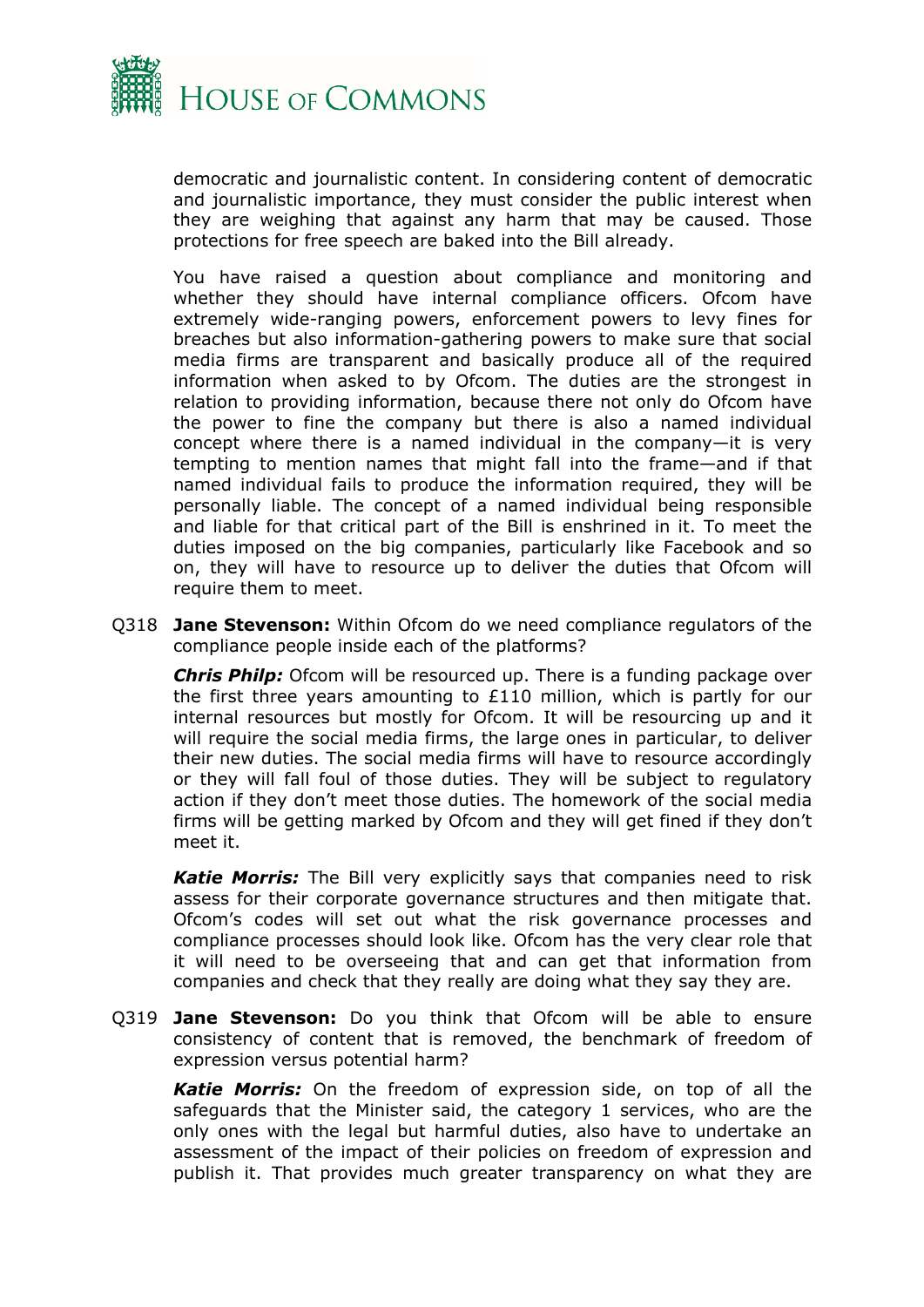democratic and journalistic content. In considering content of democratic and journalistic importance, they must consider the public interest when they are weighing that against any harm that may be caused. Those protections for free speech are baked into the Bill already.

You have raised a question about compliance and monitoring and whether they should have internal compliance officers. Ofcom have extremely wide-ranging powers, enforcement powers to levy fines for breaches but also information-gathering powers to make sure that social media firms are transparent and basically produce all of the required information when asked to by Ofcom. The duties are the strongest in relation to providing information, because there not only do Ofcom have the power to fine the company but there is also a named individual concept where there is a named individual in the company—it is very tempting to mention names that might fall into the frame—and if that named individual fails to produce the information required, they will be personally liable. The concept of a named individual being responsible and liable for that critical part of the Bill is enshrined in it. To meet the duties imposed on the big companies, particularly like Facebook and so on, they will have to resource up to deliver the duties that Ofcom will require them to meet.

Q318 **Jane Stevenson:** Within Ofcom do we need compliance regulators of the compliance people inside each of the platforms?

***Chris Philp:*** Ofcom will be resourced up. There is a funding package over the first three years amounting to £110 million, which is partly for our internal resources but mostly for Ofcom. It will be resourcing up and it will require the social media firms, the large ones in particular, to deliver their new duties. The social media firms will have to resource accordingly or they will fall foul of those duties. They will be subject to regulatory action if they don't meet those duties. The homework of the social media firms will be getting marked by Ofcom and they will get fined if they don't meet it.

***Katie Morris:*** The Bill very explicitly says that companies need to risk assess for their corporate governance structures and then mitigate that. Ofcom's codes will set out what the risk governance processes and compliance processes should look like. Ofcom has the very clear role that it will need to be overseeing that and can get that information from companies and check that they really are doing what they say they are.

Q319 **Jane Stevenson:** Do you think that Ofcom will be able to ensure consistency of content that is removed, the benchmark of freedom of expression versus potential harm?

***Katie Morris:*** On the freedom of expression side, on top of all the safeguards that the Minister said, the category 1 services, who are the only ones with the legal but harmful duties, also have to undertake an assessment of the impact of their policies on freedom of expression and publish it. That provides much greater transparency on what they are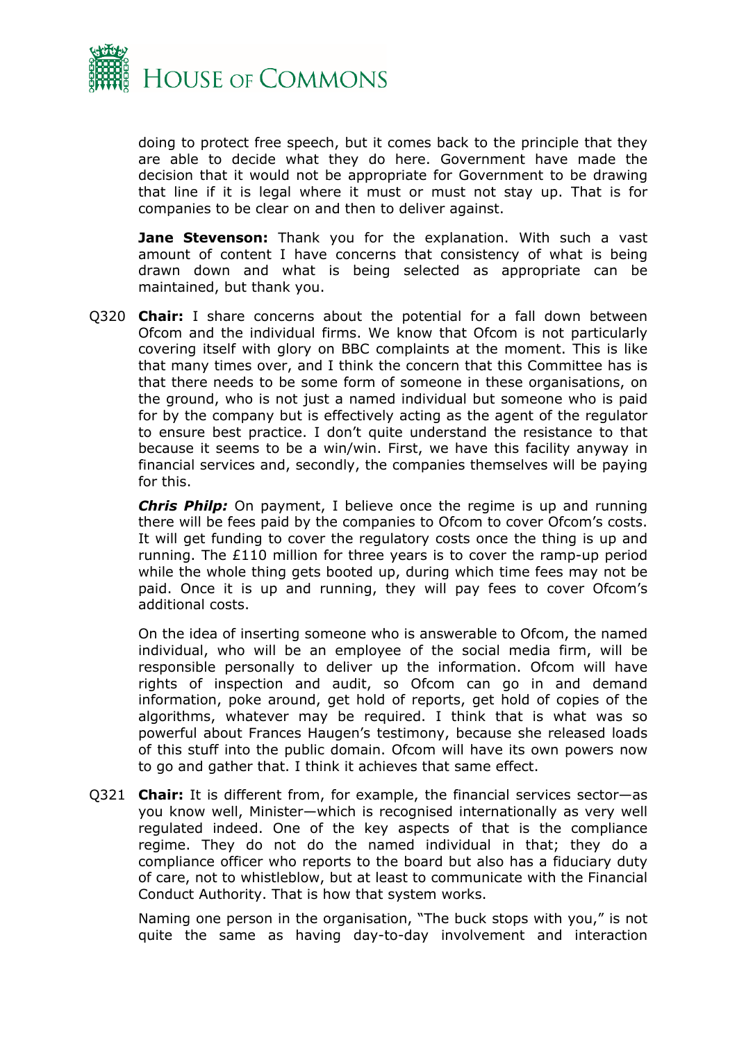doing to protect free speech, but it comes back to the principle that they are able to decide what they do here. Government have made the decision that it would not be appropriate for Government to be drawing that line if it is legal where it must or must not stay up. That is for companies to be clear on and then to deliver against.

**Jane Stevenson:** Thank you for the explanation. With such a vast amount of content I have concerns that consistency of what is being drawn down and what is being selected as appropriate can be maintained, but thank you.

Q320 **Chair:** I share concerns about the potential for a fall down between Ofcom and the individual firms. We know that Ofcom is not particularly covering itself with glory on BBC complaints at the moment. This is like that many times over, and I think the concern that this Committee has is that there needs to be some form of someone in these organisations, on the ground, who is not just a named individual but someone who is paid for by the company but is effectively acting as the agent of the regulator to ensure best practice. I don't quite understand the resistance to that because it seems to be a win/win. First, we have this facility anyway in financial services and, secondly, the companies themselves will be paying for this.

***Chris Philp:*** On payment, I believe once the regime is up and running there will be fees paid by the companies to Ofcom to cover Ofcom's costs. It will get funding to cover the regulatory costs once the thing is up and running. The £110 million for three years is to cover the ramp-up period while the whole thing gets booted up, during which time fees may not be paid. Once it is up and running, they will pay fees to cover Ofcom's additional costs.

On the idea of inserting someone who is answerable to Ofcom, the named individual, who will be an employee of the social media firm, will be responsible personally to deliver up the information. Ofcom will have rights of inspection and audit, so Ofcom can go in and demand information, poke around, get hold of reports, get hold of copies of the algorithms, whatever may be required. I think that is what was so powerful about Frances Haugen's testimony, because she released loads of this stuff into the public domain. Ofcom will have its own powers now to go and gather that. I think it achieves that same effect.

Q321 **Chair:** It is different from, for example, the financial services sector—as you know well, Minister—which is recognised internationally as very well regulated indeed. One of the key aspects of that is the compliance regime. They do not do the named individual in that; they do a compliance officer who reports to the board but also has a fiduciary duty of care, not to whistleblow, but at least to communicate with the Financial Conduct Authority. That is how that system works.

Naming one person in the organisation, "The buck stops with you," is not quite the same as having day-to-day involvement and interaction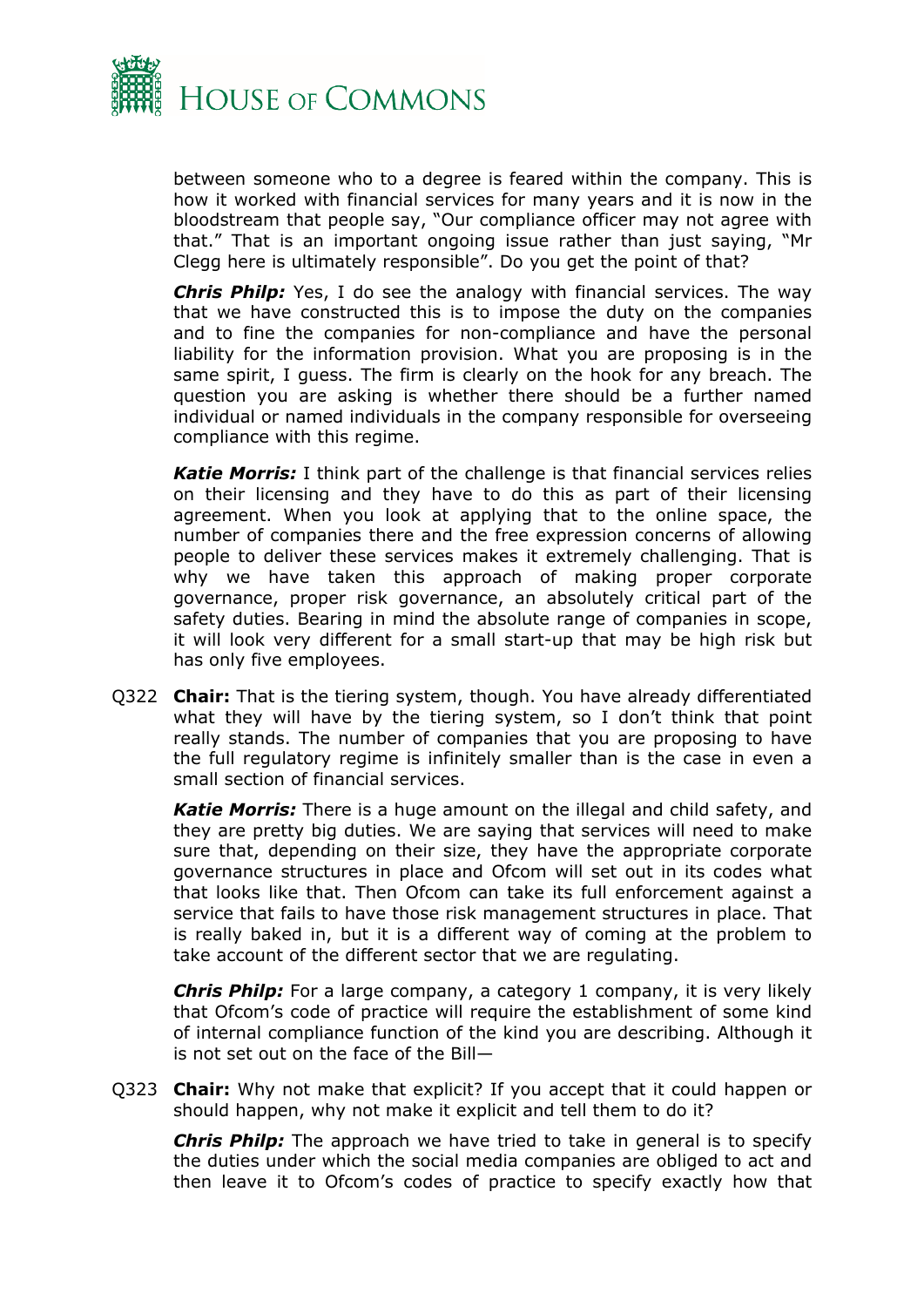between someone who to a degree is feared within the company. This is how it worked with financial services for many years and it is now in the bloodstream that people say, "Our compliance officer may not agree with that." That is an important ongoing issue rather than just saying, "Mr Clegg here is ultimately responsible". Do you get the point of that?

***Chris Philp:*** Yes, I do see the analogy with financial services. The way that we have constructed this is to impose the duty on the companies and to fine the companies for non-compliance and have the personal liability for the information provision. What you are proposing is in the same spirit, I guess. The firm is clearly on the hook for any breach. The question you are asking is whether there should be a further named individual or named individuals in the company responsible for overseeing compliance with this regime.

***Katie Morris:*** I think part of the challenge is that financial services relies on their licensing and they have to do this as part of their licensing agreement. When you look at applying that to the online space, the number of companies there and the free expression concerns of allowing people to deliver these services makes it extremely challenging. That is why we have taken this approach of making proper corporate governance, proper risk governance, an absolutely critical part of the safety duties. Bearing in mind the absolute range of companies in scope, it will look very different for a small start-up that may be high risk but has only five employees.

Q322 **Chair:** That is the tiering system, though. You have already differentiated what they will have by the tiering system, so I don't think that point really stands. The number of companies that you are proposing to have the full regulatory regime is infinitely smaller than is the case in even a small section of financial services.

***Katie Morris:*** There is a huge amount on the illegal and child safety, and they are pretty big duties. We are saying that services will need to make sure that, depending on their size, they have the appropriate corporate governance structures in place and Ofcom will set out in its codes what that looks like that. Then Ofcom can take its full enforcement against a service that fails to have those risk management structures in place. That is really baked in, but it is a different way of coming at the problem to take account of the different sector that we are regulating.

***Chris Philp:*** For a large company, a category 1 company, it is very likely that Ofcom's code of practice will require the establishment of some kind of internal compliance function of the kind you are describing. Although it is not set out on the face of the Bill—

Q323 **Chair:** Why not make that explicit? If you accept that it could happen or should happen, why not make it explicit and tell them to do it?

***Chris Philp:*** The approach we have tried to take in general is to specify the duties under which the social media companies are obliged to act and then leave it to Ofcom's codes of practice to specify exactly how that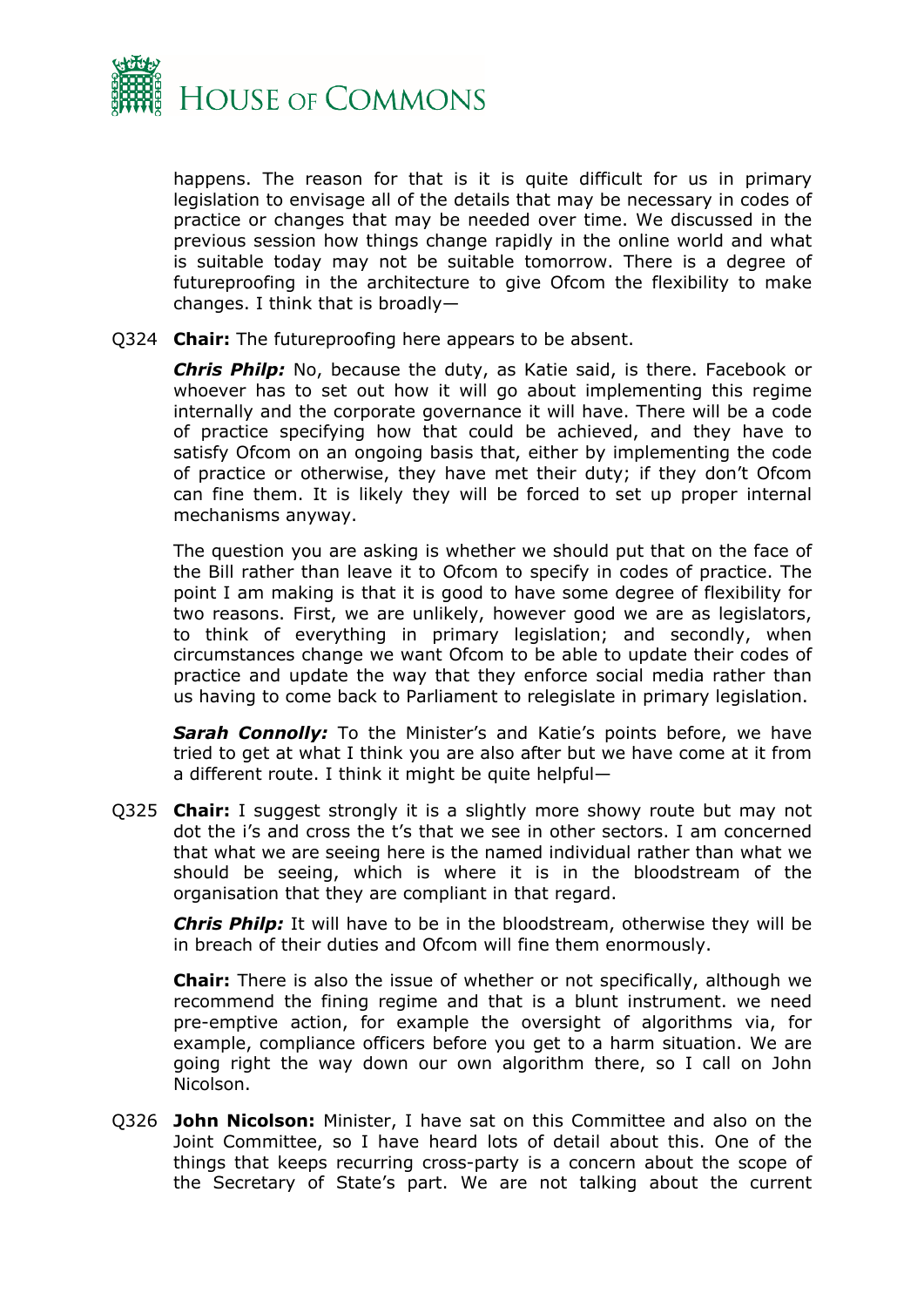happens. The reason for that is it is quite difficult for us in primary legislation to envisage all of the details that may be necessary in codes of practice or changes that may be needed over time. We discussed in the previous session how things change rapidly in the online world and what is suitable today may not be suitable tomorrow. There is a degree of futureproofing in the architecture to give Ofcom the flexibility to make changes. I think that is broadly—

Q324 **Chair:** The futureproofing here appears to be absent.

***Chris Philp:*** No, because the duty, as Katie said, is there. Facebook or whoever has to set out how it will go about implementing this regime internally and the corporate governance it will have. There will be a code of practice specifying how that could be achieved, and they have to satisfy Ofcom on an ongoing basis that, either by implementing the code of practice or otherwise, they have met their duty; if they don't Ofcom can fine them. It is likely they will be forced to set up proper internal mechanisms anyway.

The question you are asking is whether we should put that on the face of the Bill rather than leave it to Ofcom to specify in codes of practice. The point I am making is that it is good to have some degree of flexibility for two reasons. First, we are unlikely, however good we are as legislators, to think of everything in primary legislation; and secondly, when circumstances change we want Ofcom to be able to update their codes of practice and update the way that they enforce social media rather than us having to come back to Parliament to relegislate in primary legislation.

***Sarah Connolly:*** To the Minister's and Katie's points before, we have tried to get at what I think you are also after but we have come at it from a different route. I think it might be quite helpful—

Q325 **Chair:** I suggest strongly it is a slightly more showy route but may not dot the i's and cross the t's that we see in other sectors. I am concerned that what we are seeing here is the named individual rather than what we should be seeing, which is where it is in the bloodstream of the organisation that they are compliant in that regard.

***Chris Philp:*** It will have to be in the bloodstream, otherwise they will be in breach of their duties and Ofcom will fine them enormously.

**Chair:** There is also the issue of whether or not specifically, although we recommend the fining regime and that is a blunt instrument. we need pre-emptive action, for example the oversight of algorithms via, for example, compliance officers before you get to a harm situation. We are going right the way down our own algorithm there, so I call on John Nicolson.

Q326 **John Nicolson:** Minister, I have sat on this Committee and also on the Joint Committee, so I have heard lots of detail about this. One of the things that keeps recurring cross-party is a concern about the scope of the Secretary of State's part. We are not talking about the current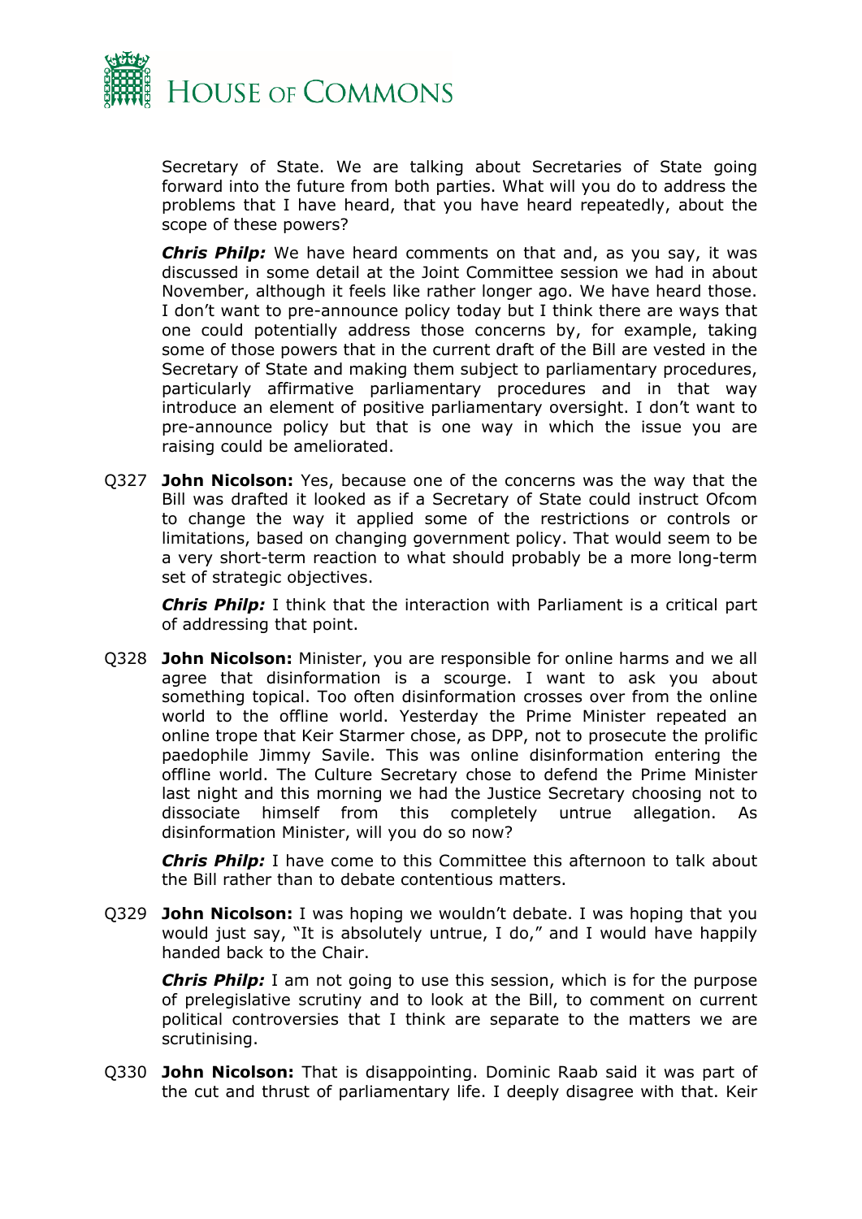Secretary of State. We are talking about Secretaries of State going forward into the future from both parties. What will you do to address the problems that I have heard, that you have heard repeatedly, about the scope of these powers?

***Chris Philp:*** We have heard comments on that and, as you say, it was discussed in some detail at the Joint Committee session we had in about November, although it feels like rather longer ago. We have heard those. I don't want to pre-announce policy today but I think there are ways that one could potentially address those concerns by, for example, taking some of those powers that in the current draft of the Bill are vested in the Secretary of State and making them subject to parliamentary procedures, particularly affirmative parliamentary procedures and in that way introduce an element of positive parliamentary oversight. I don't want to pre-announce policy but that is one way in which the issue you are raising could be ameliorated.

Q327 **John Nicolson:** Yes, because one of the concerns was the way that the Bill was drafted it looked as if a Secretary of State could instruct Ofcom to change the way it applied some of the restrictions or controls or limitations, based on changing government policy. That would seem to be a very short-term reaction to what should probably be a more long-term set of strategic objectives.

***Chris Philp:*** I think that the interaction with Parliament is a critical part of addressing that point.

Q328 **John Nicolson:** Minister, you are responsible for online harms and we all agree that disinformation is a scourge. I want to ask you about something topical. Too often disinformation crosses over from the online world to the offline world. Yesterday the Prime Minister repeated an online trope that Keir Starmer chose, as DPP, not to prosecute the prolific paedophile Jimmy Savile. This was online disinformation entering the offline world. The Culture Secretary chose to defend the Prime Minister last night and this morning we had the Justice Secretary choosing not to dissociate himself from this completely untrue allegation. As disinformation Minister, will you do so now?

***Chris Philp:*** I have come to this Committee this afternoon to talk about the Bill rather than to debate contentious matters.

Q329 **John Nicolson:** I was hoping we wouldn't debate. I was hoping that you would just say, "It is absolutely untrue, I do," and I would have happily handed back to the Chair.

***Chris Philp:*** I am not going to use this session, which is for the purpose of prelegislative scrutiny and to look at the Bill, to comment on current political controversies that I think are separate to the matters we are scrutinising.

Q330 **John Nicolson:** That is disappointing. Dominic Raab said it was part of the cut and thrust of parliamentary life. I deeply disagree with that. Keir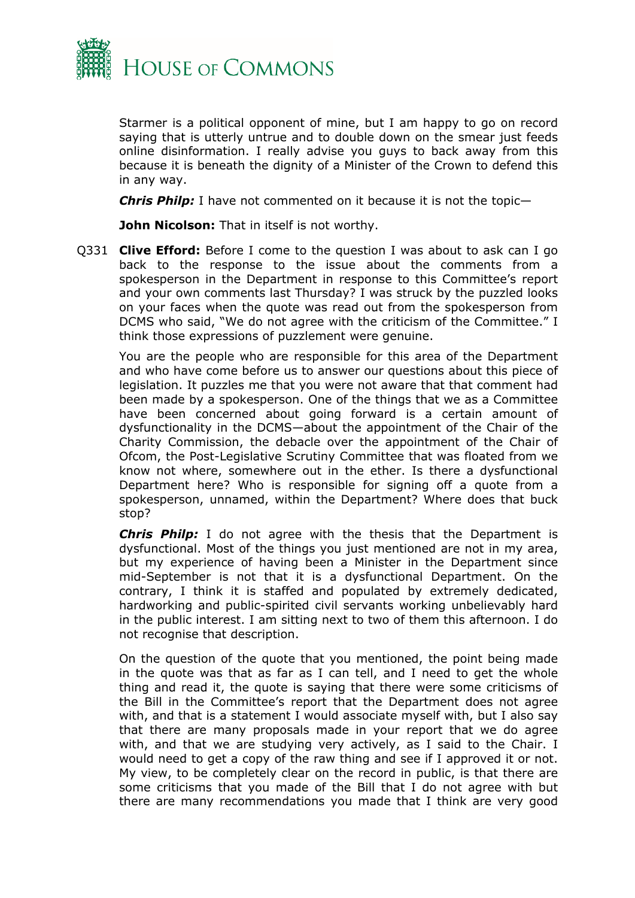Starmer is a political opponent of mine, but I am happy to go on record saying that is utterly untrue and to double down on the smear just feeds online disinformation. I really advise you guys to back away from this because it is beneath the dignity of a Minister of the Crown to defend this in any way.

***Chris Philp:*** I have not commented on it because it is not the topic—

**John Nicolson:** That in itself is not worthy.

Q331 **Clive Efford:** Before I come to the question I was about to ask can I go back to the response to the issue about the comments from a spokesperson in the Department in response to this Committee's report and your own comments last Thursday? I was struck by the puzzled looks on your faces when the quote was read out from the spokesperson from DCMS who said, "We do not agree with the criticism of the Committee." I think those expressions of puzzlement were genuine.

You are the people who are responsible for this area of the Department and who have come before us to answer our questions about this piece of legislation. It puzzles me that you were not aware that that comment had been made by a spokesperson. One of the things that we as a Committee have been concerned about going forward is a certain amount of dysfunctionality in the DCMS—about the appointment of the Chair of the Charity Commission, the debacle over the appointment of the Chair of Ofcom, the Post-Legislative Scrutiny Committee that was floated from we know not where, somewhere out in the ether. Is there a dysfunctional Department here? Who is responsible for signing off a quote from a spokesperson, unnamed, within the Department? Where does that buck stop?

***Chris Philp:*** I do not agree with the thesis that the Department is dysfunctional. Most of the things you just mentioned are not in my area, but my experience of having been a Minister in the Department since mid-September is not that it is a dysfunctional Department. On the contrary, I think it is staffed and populated by extremely dedicated, hardworking and public-spirited civil servants working unbelievably hard in the public interest. I am sitting next to two of them this afternoon. I do not recognise that description.

On the question of the quote that you mentioned, the point being made in the quote was that as far as I can tell, and I need to get the whole thing and read it, the quote is saying that there were some criticisms of the Bill in the Committee's report that the Department does not agree with, and that is a statement I would associate myself with, but I also say that there are many proposals made in your report that we do agree with, and that we are studying very actively, as I said to the Chair. I would need to get a copy of the raw thing and see if I approved it or not. My view, to be completely clear on the record in public, is that there are some criticisms that you made of the Bill that I do not agree with but there are many recommendations you made that I think are very good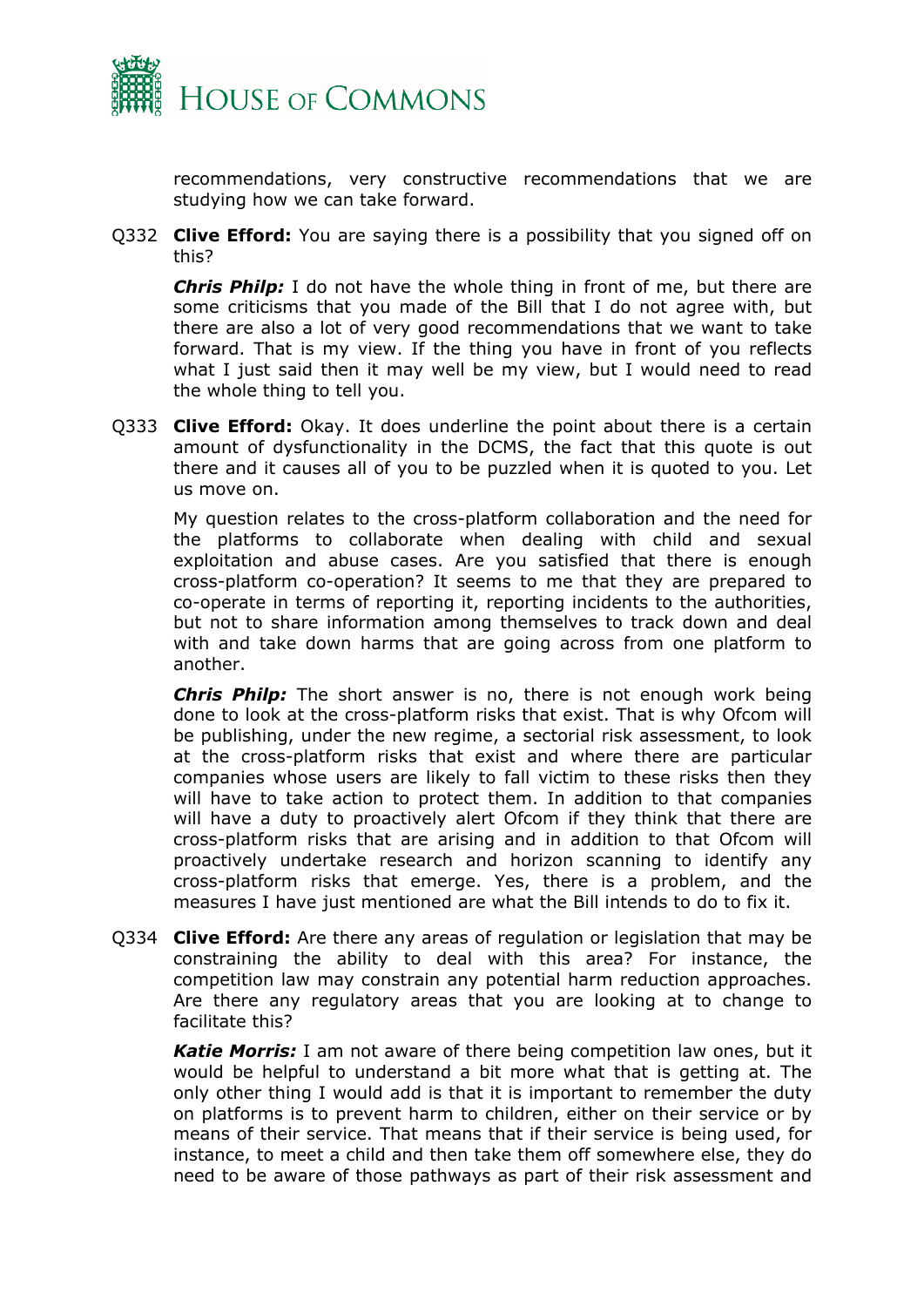recommendations, very constructive recommendations that we are studying how we can take forward.

Q332 **Clive Efford:** You are saying there is a possibility that you signed off on this?

***Chris Philp:*** I do not have the whole thing in front of me, but there are some criticisms that you made of the Bill that I do not agree with, but there are also a lot of very good recommendations that we want to take forward. That is my view. If the thing you have in front of you reflects what I just said then it may well be my view, but I would need to read the whole thing to tell you.

Q333 **Clive Efford:** Okay. It does underline the point about there is a certain amount of dysfunctionality in the DCMS, the fact that this quote is out there and it causes all of you to be puzzled when it is quoted to you. Let us move on.

My question relates to the cross-platform collaboration and the need for the platforms to collaborate when dealing with child and sexual exploitation and abuse cases. Are you satisfied that there is enough cross-platform co-operation? It seems to me that they are prepared to co-operate in terms of reporting it, reporting incidents to the authorities, but not to share information among themselves to track down and deal with and take down harms that are going across from one platform to another.

***Chris Philp:*** The short answer is no, there is not enough work being done to look at the cross-platform risks that exist. That is why Ofcom will be publishing, under the new regime, a sectorial risk assessment, to look at the cross-platform risks that exist and where there are particular companies whose users are likely to fall victim to these risks then they will have to take action to protect them. In addition to that companies will have a duty to proactively alert Ofcom if they think that there are cross-platform risks that are arising and in addition to that Ofcom will proactively undertake research and horizon scanning to identify any cross-platform risks that emerge. Yes, there is a problem, and the measures I have just mentioned are what the Bill intends to do to fix it.

Q334 **Clive Efford:** Are there any areas of regulation or legislation that may be constraining the ability to deal with this area? For instance, the competition law may constrain any potential harm reduction approaches. Are there any regulatory areas that you are looking at to change to facilitate this?

***Katie Morris:*** I am not aware of there being competition law ones, but it would be helpful to understand a bit more what that is getting at. The only other thing I would add is that it is important to remember the duty on platforms is to prevent harm to children, either on their service or by means of their service. That means that if their service is being used, for instance, to meet a child and then take them off somewhere else, they do need to be aware of those pathways as part of their risk assessment and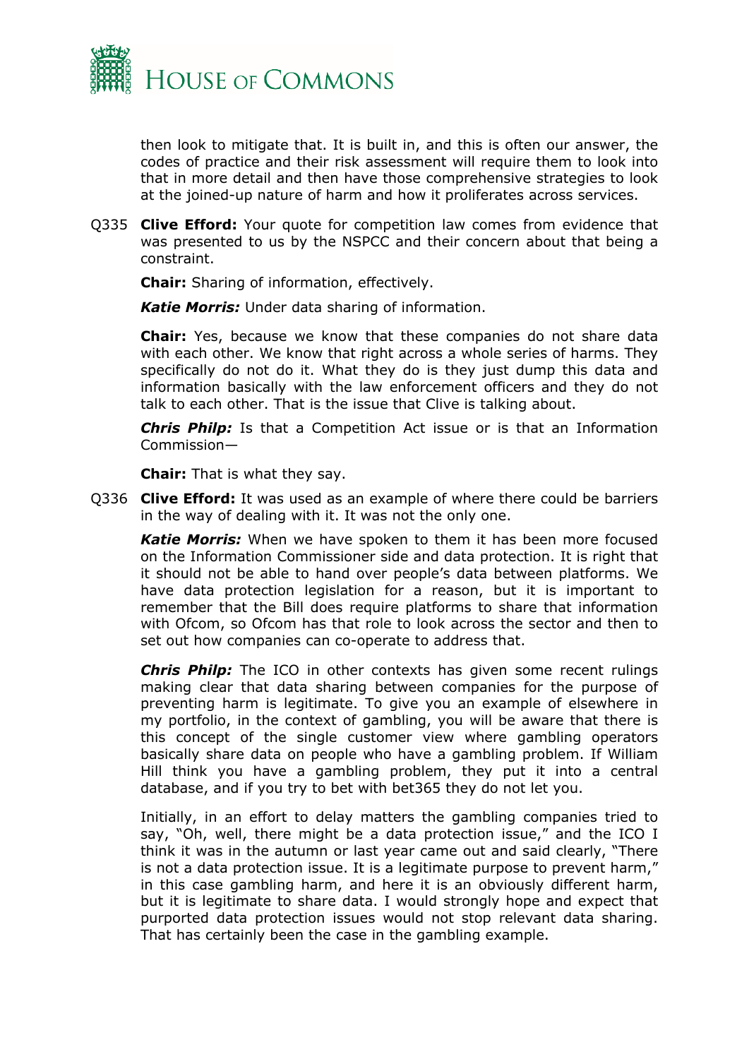then look to mitigate that. It is built in, and this is often our answer, the codes of practice and their risk assessment will require them to look into that in more detail and then have those comprehensive strategies to look at the joined-up nature of harm and how it proliferates across services.

Q335 **Clive Efford:** Your quote for competition law comes from evidence that was presented to us by the NSPCC and their concern about that being a constraint.

**Chair:** Sharing of information, effectively.

***Katie Morris:*** Under data sharing of information.

**Chair:** Yes, because we know that these companies do not share data with each other. We know that right across a whole series of harms. They specifically do not do it. What they do is they just dump this data and information basically with the law enforcement officers and they do not talk to each other. That is the issue that Clive is talking about.

***Chris Philp:*** Is that a Competition Act issue or is that an Information Commission—

**Chair:** That is what they say.

Q336 **Clive Efford:** It was used as an example of where there could be barriers in the way of dealing with it. It was not the only one.

***Katie Morris:*** When we have spoken to them it has been more focused on the Information Commissioner side and data protection. It is right that it should not be able to hand over people's data between platforms. We have data protection legislation for a reason, but it is important to remember that the Bill does require platforms to share that information with Ofcom, so Ofcom has that role to look across the sector and then to set out how companies can co-operate to address that.

***Chris Philp:*** The ICO in other contexts has given some recent rulings making clear that data sharing between companies for the purpose of preventing harm is legitimate. To give you an example of elsewhere in my portfolio, in the context of gambling, you will be aware that there is this concept of the single customer view where gambling operators basically share data on people who have a gambling problem. If William Hill think you have a gambling problem, they put it into a central database, and if you try to bet with bet365 they do not let you.

Initially, in an effort to delay matters the gambling companies tried to say, "Oh, well, there might be a data protection issue," and the ICO I think it was in the autumn or last year came out and said clearly, "There is not a data protection issue. It is a legitimate purpose to prevent harm," in this case gambling harm, and here it is an obviously different harm, but it is legitimate to share data. I would strongly hope and expect that purported data protection issues would not stop relevant data sharing. That has certainly been the case in the gambling example.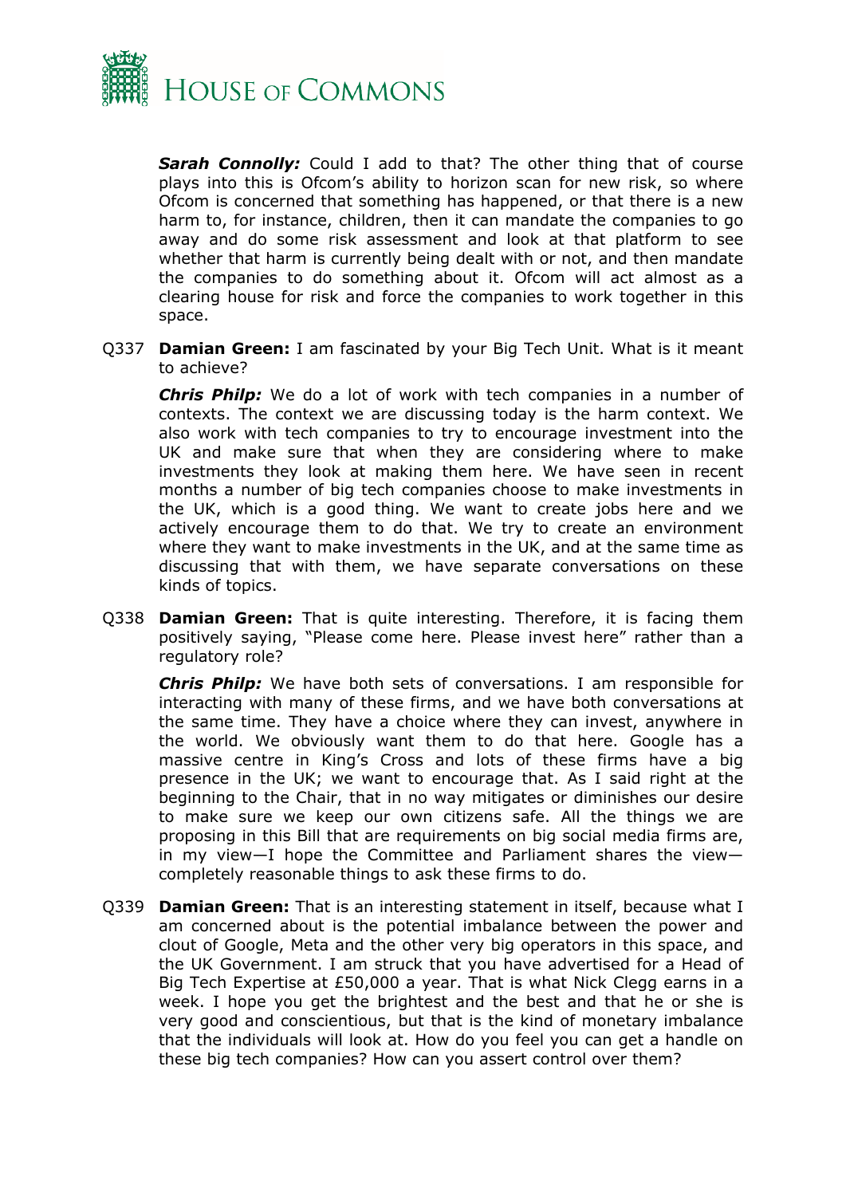***Sarah Connolly:*** Could I add to that? The other thing that of course plays into this is Ofcom's ability to horizon scan for new risk, so where Ofcom is concerned that something has happened, or that there is a new harm to, for instance, children, then it can mandate the companies to go away and do some risk assessment and look at that platform to see whether that harm is currently being dealt with or not, and then mandate the companies to do something about it. Ofcom will act almost as a clearing house for risk and force the companies to work together in this space.

Q337 **Damian Green:** I am fascinated by your Big Tech Unit. What is it meant to achieve?

***Chris Philp:*** We do a lot of work with tech companies in a number of contexts. The context we are discussing today is the harm context. We also work with tech companies to try to encourage investment into the UK and make sure that when they are considering where to make investments they look at making them here. We have seen in recent months a number of big tech companies choose to make investments in the UK, which is a good thing. We want to create jobs here and we actively encourage them to do that. We try to create an environment where they want to make investments in the UK, and at the same time as discussing that with them, we have separate conversations on these kinds of topics.

Q338 **Damian Green:** That is quite interesting. Therefore, it is facing them positively saying, "Please come here. Please invest here" rather than a regulatory role?

***Chris Philp:*** We have both sets of conversations. I am responsible for interacting with many of these firms, and we have both conversations at the same time. They have a choice where they can invest, anywhere in the world. We obviously want them to do that here. Google has a massive centre in King's Cross and lots of these firms have a big presence in the UK; we want to encourage that. As I said right at the beginning to the Chair, that in no way mitigates or diminishes our desire to make sure we keep our own citizens safe. All the things we are proposing in this Bill that are requirements on big social media firms are, in my view—I hope the Committee and Parliament shares the view—completely reasonable things to ask these firms to do.

Q339 **Damian Green:** That is an interesting statement in itself, because what I am concerned about is the potential imbalance between the power and clout of Google, Meta and the other very big operators in this space, and the UK Government. I am struck that you have advertised for a Head of Big Tech Expertise at £50,000 a year. That is what Nick Clegg earns in a week. I hope you get the brightest and the best and that he or she is very good and conscientious, but that is the kind of monetary imbalance that the individuals will look at. How do you feel you can get a handle on these big tech companies? How can you assert control over them?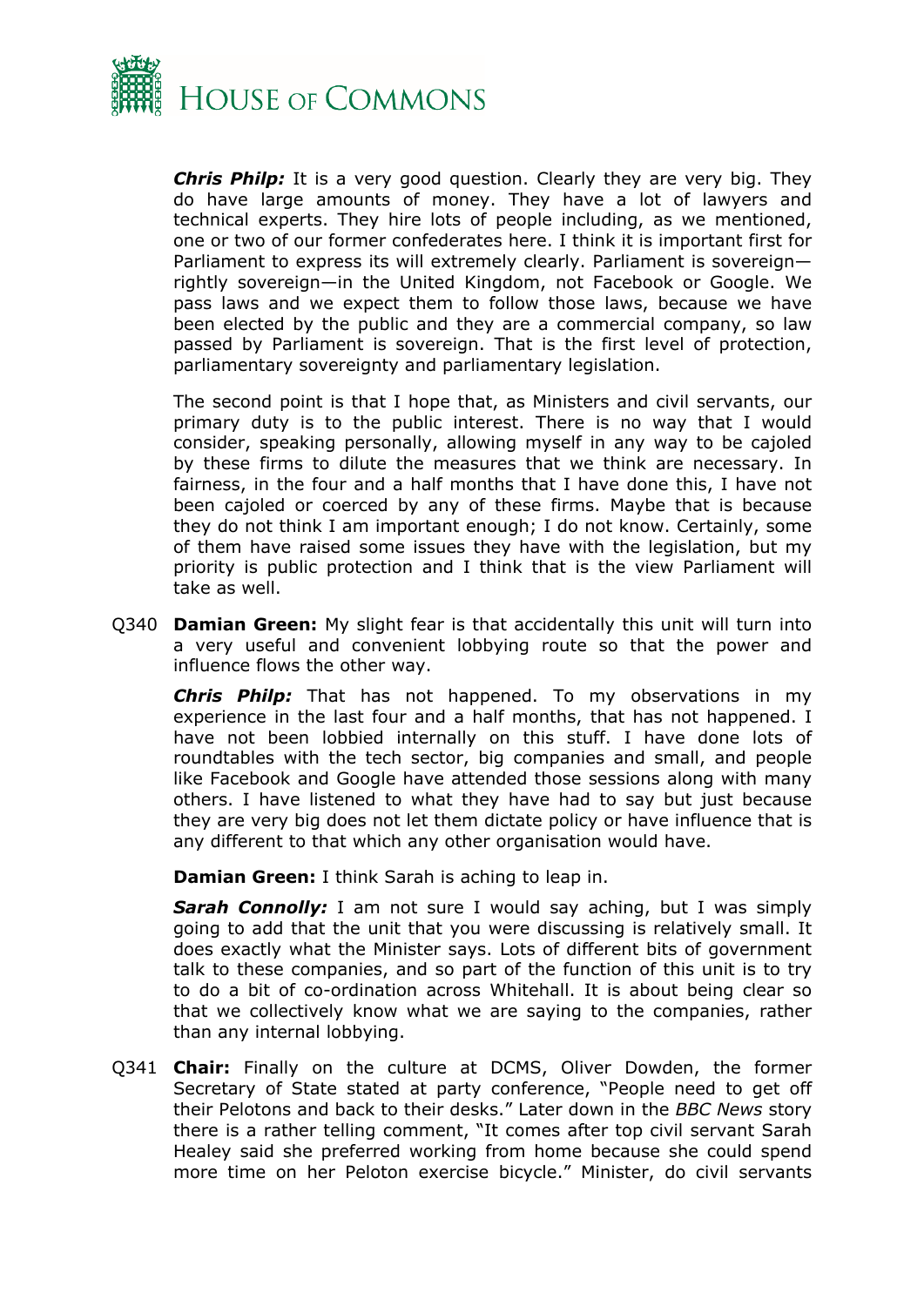***Chris Philp:*** It is a very good question. Clearly they are very big. They do have large amounts of money. They have a lot of lawyers and technical experts. They hire lots of people including, as we mentioned, one or two of our former confederates here. I think it is important first for Parliament to express its will extremely clearly. Parliament is sovereign—rightly sovereign—in the United Kingdom, not Facebook or Google. We pass laws and we expect them to follow those laws, because we have been elected by the public and they are a commercial company, so law passed by Parliament is sovereign. That is the first level of protection, parliamentary sovereignty and parliamentary legislation.

The second point is that I hope that, as Ministers and civil servants, our primary duty is to the public interest. There is no way that I would consider, speaking personally, allowing myself in any way to be cajoled by these firms to dilute the measures that we think are necessary. In fairness, in the four and a half months that I have done this, I have not been cajoled or coerced by any of these firms. Maybe that is because they do not think I am important enough; I do not know. Certainly, some of them have raised some issues they have with the legislation, but my priority is public protection and I think that is the view Parliament will take as well.

Q340 **Damian Green:** My slight fear is that accidentally this unit will turn into a very useful and convenient lobbying route so that the power and influence flows the other way.

***Chris Philp:*** That has not happened. To my observations in my experience in the last four and a half months, that has not happened. I have not been lobbied internally on this stuff. I have done lots of roundtables with the tech sector, big companies and small, and people like Facebook and Google have attended those sessions along with many others. I have listened to what they have had to say but just because they are very big does not let them dictate policy or have influence that is any different to that which any other organisation would have.

**Damian Green:** I think Sarah is aching to leap in.

***Sarah Connolly:*** I am not sure I would say aching, but I was simply going to add that the unit that you were discussing is relatively small. It does exactly what the Minister says. Lots of different bits of government talk to these companies, and so part of the function of this unit is to try to do a bit of co-ordination across Whitehall. It is about being clear so that we collectively know what we are saying to the companies, rather than any internal lobbying.

Q341 **Chair:** Finally on the culture at DCMS, Oliver Dowden, the former Secretary of State stated at party conference, "People need to get off their Pelotons and back to their desks." Later down in the *BBC News* story there is a rather telling comment, "It comes after top civil servant Sarah Healey said she preferred working from home because she could spend more time on her Peloton exercise bicycle." Minister, do civil servants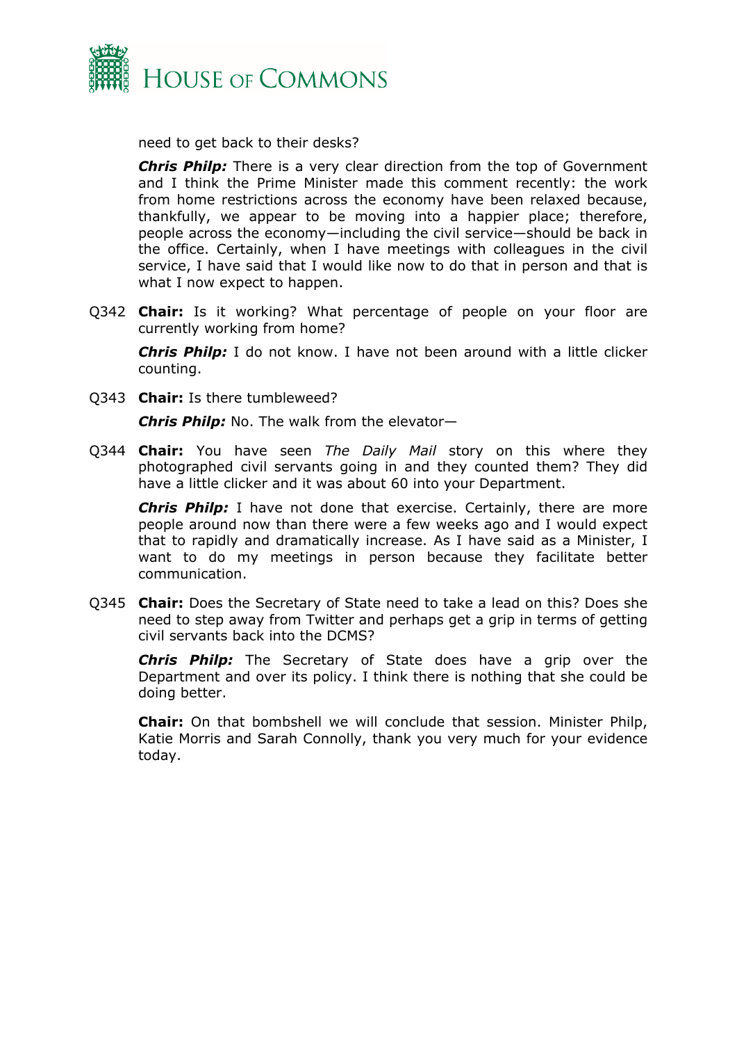need to get back to their desks?

***Chris Philp:*** There is a very clear direction from the top of Government and I think the Prime Minister made this comment recently: the work from home restrictions across the economy have been relaxed because, thankfully, we appear to be moving into a happier place; therefore, people across the economy—including the civil service—should be back in the office. Certainly, when I have meetings with colleagues in the civil service, I have said that I would like now to do that in person and that is what I now expect to happen.

Q342 **Chair:** Is it working? What percentage of people on your floor are currently working from home?

***Chris Philp:*** I do not know. I have not been around with a little clicker counting.

Q343 **Chair:** Is there tumbleweed?

***Chris Philp:*** No. The walk from the elevator—

Q344 **Chair:** You have seen *The Daily Mail* story on this where they photographed civil servants going in and they counted them? They did have a little clicker and it was about 60 into your Department.

***Chris Philp:*** I have not done that exercise. Certainly, there are more people around now than there were a few weeks ago and I would expect that to rapidly and dramatically increase. As I have said as a Minister, I want to do my meetings in person because they facilitate better communication.

Q345 **Chair:** Does the Secretary of State need to take a lead on this? Does she need to step away from Twitter and perhaps get a grip in terms of getting civil servants back into the DCMS?

***Chris Philp:*** The Secretary of State does have a grip over the Department and over its policy. I think there is nothing that she could be doing better.

**Chair:** On that bombshell we will conclude that session. Minister Philp, Katie Morris and Sarah Connolly, thank you very much for your evidence today.